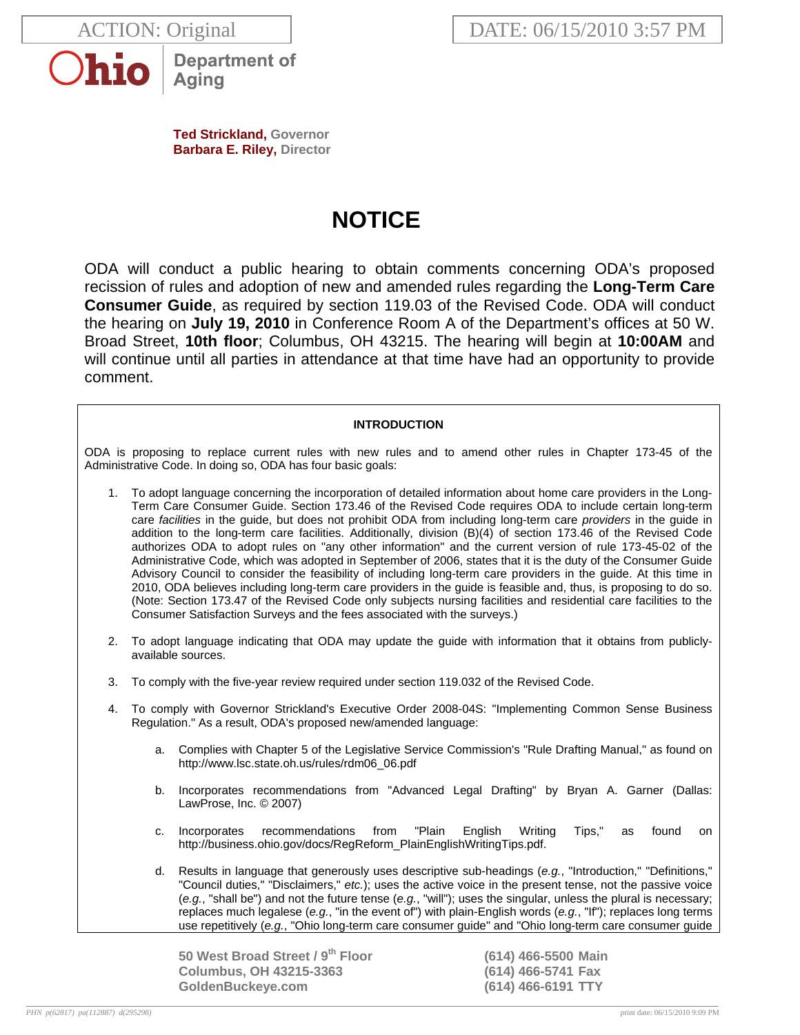ACTION: Original

DATE: 06/15/2010 3:57 PM

Ohio Department of Aging

**Ted Strickland,** Governor
**Barbara E. Riley,** Director

# NOTICE

ODA will conduct a public hearing to obtain comments concerning ODA's proposed recission of rules and adoption of new and amended rules regarding the **Long-Term Care Consumer Guide**, as required by section 119.03 of the Revised Code. ODA will conduct the hearing on **July 19, 2010** in Conference Room A of the Department's offices at 50 W. Broad Street, **10th floor**; Columbus, OH 43215. The hearing will begin at **10:00AM** and will continue until all parties in attendance at that time have had an opportunity to provide comment.

**INTRODUCTION**

ODA is proposing to replace current rules with new rules and to amend other rules in Chapter 173-45 of the Administrative Code. In doing so, ODA has four basic goals:

1. To adopt language concerning the incorporation of detailed information about home care providers in the Long-Term Care Consumer Guide. Section 173.46 of the Revised Code requires ODA to include certain long-term care *facilities* in the guide, but does not prohibit ODA from including long-term care *providers* in the guide in addition to the long-term care facilities. Additionally, division (B)(4) of section 173.46 of the Revised Code authorizes ODA to adopt rules on "any other information" and the current version of rule 173-45-02 of the Administrative Code, which was adopted in September of 2006, states that it is the duty of the Consumer Guide Advisory Council to consider the feasibility of including long-term care providers in the guide. At this time in 2010, ODA believes including long-term care providers in the guide is feasible and, thus, is proposing to do so. (Note: Section 173.47 of the Revised Code only subjects nursing facilities and residential care facilities to the Consumer Satisfaction Surveys and the fees associated with the surveys.)

2. To adopt language indicating that ODA may update the guide with information that it obtains from publicly-available sources.

3. To comply with the five-year review required under section 119.032 of the Revised Code.

4. To comply with Governor Strickland's Executive Order 2008-04S: "Implementing Common Sense Business Regulation." As a result, ODA's proposed new/amended language:

   a. Complies with Chapter 5 of the Legislative Service Commission's "Rule Drafting Manual," as found on http://www.lsc.state.oh.us/rules/rdm06_06.pdf

   b. Incorporates recommendations from "Advanced Legal Drafting" by Bryan A. Garner (Dallas: LawProse, Inc. © 2007)

   c. Incorporates recommendations from "Plain English Writing Tips," as found on http://business.ohio.gov/docs/RegReform_PlainEnglishWritingTips.pdf.

   d. Results in language that generously uses descriptive sub-headings (*e.g.*, "Introduction," "Definitions," "Council duties," "Disclaimers," *etc.*); uses the active voice in the present tense, not the passive voice (*e.g.*, "shall be") and not the future tense (*e.g.*, "will"); uses the singular, unless the plural is necessary; replaces much legalese (*e.g.*, "in the event of") with plain-English words (*e.g.*, "If"); replaces long terms use repetitively (*e.g.*, "Ohio long-term care consumer guide" and "Ohio long-term care consumer guide

50 West Broad Street / 9th Floor
Columbus, OH 43215-3363
GoldenBuckeye.com

(614) 466-5500 Main
(614) 466-5741 Fax
(614) 466-6191 TTY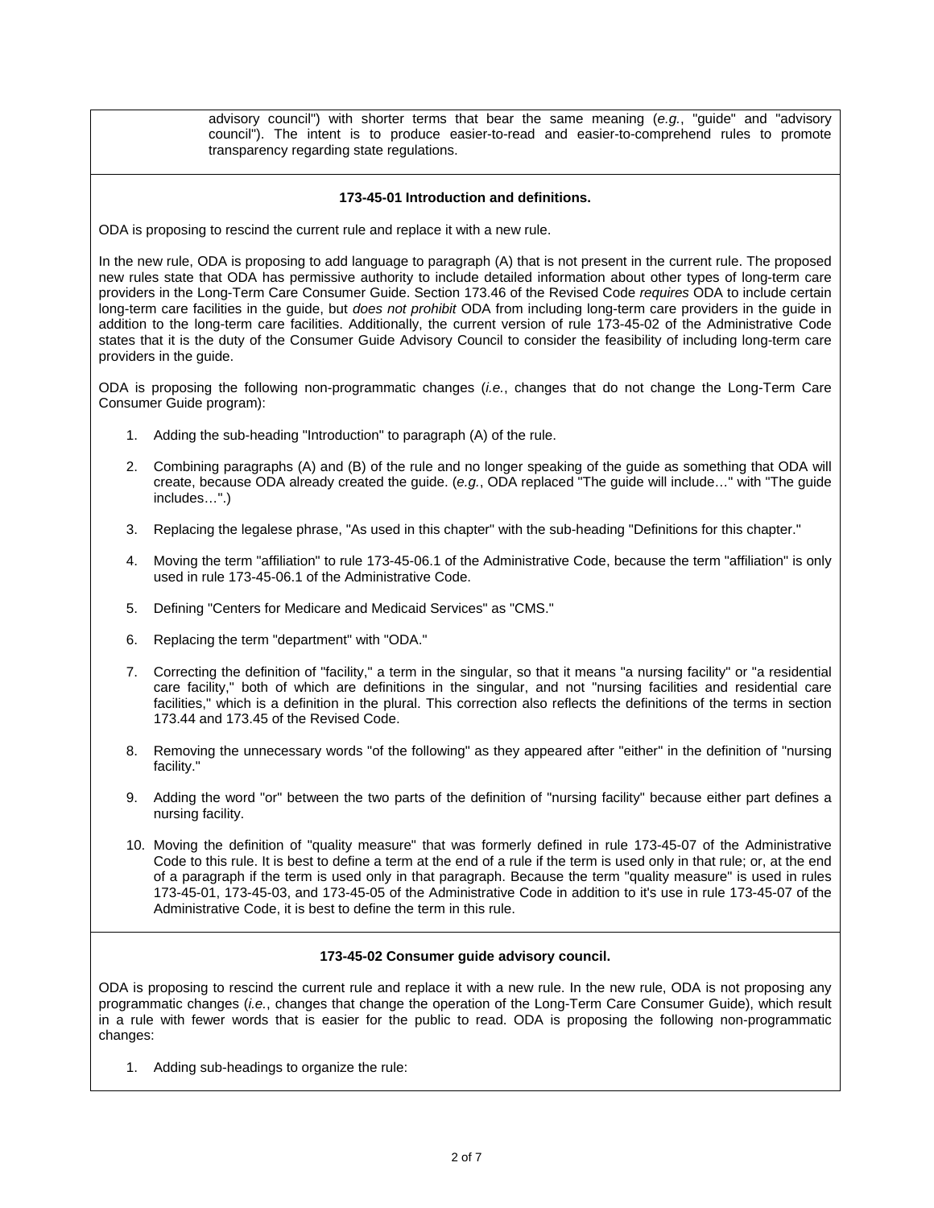advisory council") with shorter terms that bear the same meaning (*e.g.*, "guide" and "advisory council"). The intent is to produce easier-to-read and easier-to-comprehend rules to promote transparency regarding state regulations.

**173-45-01 Introduction and definitions.**

ODA is proposing to rescind the current rule and replace it with a new rule.

In the new rule, ODA is proposing to add language to paragraph (A) that is not present in the current rule. The proposed new rules state that ODA has permissive authority to include detailed information about other types of long-term care providers in the Long-Term Care Consumer Guide. Section 173.46 of the Revised Code *requires* ODA to include certain long-term care facilities in the guide, but *does not prohibit* ODA from including long-term care providers in the guide in addition to the long-term care facilities. Additionally, the current version of rule 173-45-02 of the Administrative Code states that it is the duty of the Consumer Guide Advisory Council to consider the feasibility of including long-term care providers in the guide.

ODA is proposing the following non-programmatic changes (*i.e.*, changes that do not change the Long-Term Care Consumer Guide program):

1. Adding the sub-heading "Introduction" to paragraph (A) of the rule.
2. Combining paragraphs (A) and (B) of the rule and no longer speaking of the guide as something that ODA will create, because ODA already created the guide. (*e.g.*, ODA replaced "The guide will include…" with "The guide includes…".)
3. Replacing the legalese phrase, "As used in this chapter" with the sub-heading "Definitions for this chapter."
4. Moving the term "affiliation" to rule 173-45-06.1 of the Administrative Code, because the term "affiliation" is only used in rule 173-45-06.1 of the Administrative Code.
5. Defining "Centers for Medicare and Medicaid Services" as "CMS."
6. Replacing the term "department" with "ODA."
7. Correcting the definition of "facility," a term in the singular, so that it means "a nursing facility" or "a residential care facility," both of which are definitions in the singular, and not "nursing facilities and residential care facilities," which is a definition in the plural. This correction also reflects the definitions of the terms in section 173.44 and 173.45 of the Revised Code.
8. Removing the unnecessary words "of the following" as they appeared after "either" in the definition of "nursing facility."
9. Adding the word "or" between the two parts of the definition of "nursing facility" because either part defines a nursing facility.
10. Moving the definition of "quality measure" that was formerly defined in rule 173-45-07 of the Administrative Code to this rule. It is best to define a term at the end of a rule if the term is used only in that rule; or, at the end of a paragraph if the term is used only in that paragraph. Because the term "quality measure" is used in rules 173-45-01, 173-45-03, and 173-45-05 of the Administrative Code in addition to it's use in rule 173-45-07 of the Administrative Code, it is best to define the term in this rule.

**173-45-02 Consumer guide advisory council.**

ODA is proposing to rescind the current rule and replace it with a new rule. In the new rule, ODA is not proposing any programmatic changes (*i.e.*, changes that change the operation of the Long-Term Care Consumer Guide), which result in a rule with fewer words that is easier for the public to read. ODA is proposing the following non-programmatic changes:

1. Adding sub-headings to organize the rule: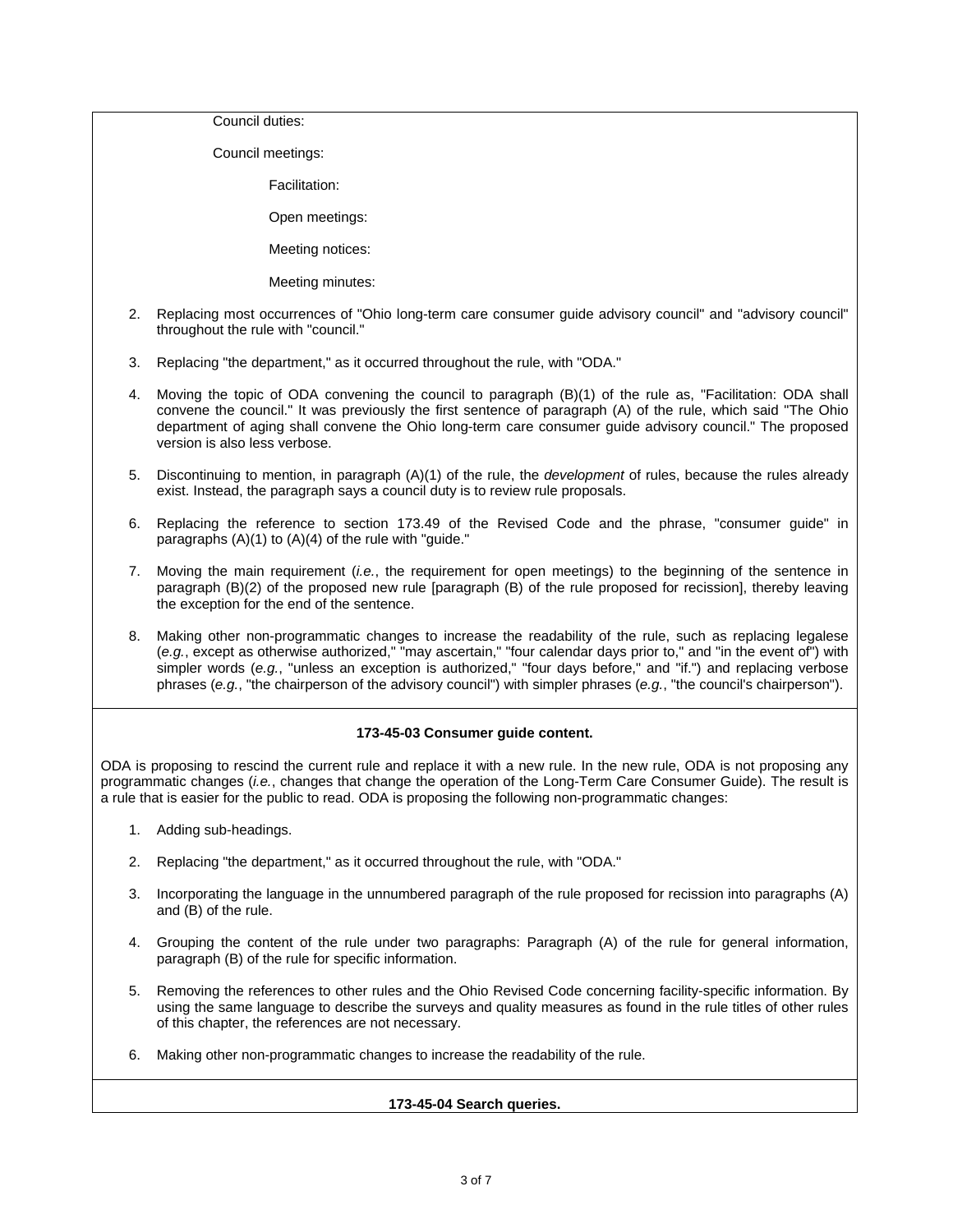Council duties:

Council meetings:

Facilitation:

Open meetings:

Meeting notices:

Meeting minutes:

2. Replacing most occurrences of "Ohio long-term care consumer guide advisory council" and "advisory council" throughout the rule with "council."
3. Replacing "the department," as it occurred throughout the rule, with "ODA."
4. Moving the topic of ODA convening the council to paragraph (B)(1) of the rule as, "Facilitation: ODA shall convene the council." It was previously the first sentence of paragraph (A) of the rule, which said "The Ohio department of aging shall convene the Ohio long-term care consumer guide advisory council." The proposed version is also less verbose.
5. Discontinuing to mention, in paragraph (A)(1) of the rule, the *development* of rules, because the rules already exist. Instead, the paragraph says a council duty is to review rule proposals.
6. Replacing the reference to section 173.49 of the Revised Code and the phrase, "consumer guide" in paragraphs (A)(1) to (A)(4) of the rule with "guide."
7. Moving the main requirement (*i.e.*, the requirement for open meetings) to the beginning of the sentence in paragraph (B)(2) of the proposed new rule [paragraph (B) of the rule proposed for recission], thereby leaving the exception for the end of the sentence.
8. Making other non-programmatic changes to increase the readability of the rule, such as replacing legalese (*e.g.*, except as otherwise authorized," "may ascertain," "four calendar days prior to," and "in the event of") with simpler words (*e.g.*, "unless an exception is authorized," "four days before," and "if.") and replacing verbose phrases (*e.g.*, "the chairperson of the advisory council") with simpler phrases (*e.g.*, "the council's chairperson").

**173-45-03 Consumer guide content.**

ODA is proposing to rescind the current rule and replace it with a new rule. In the new rule, ODA is not proposing any programmatic changes (*i.e.*, changes that change the operation of the Long-Term Care Consumer Guide). The result is a rule that is easier for the public to read. ODA is proposing the following non-programmatic changes:

1. Adding sub-headings.
2. Replacing "the department," as it occurred throughout the rule, with "ODA."
3. Incorporating the language in the unnumbered paragraph of the rule proposed for recission into paragraphs (A) and (B) of the rule.
4. Grouping the content of the rule under two paragraphs: Paragraph (A) of the rule for general information, paragraph (B) of the rule for specific information.
5. Removing the references to other rules and the Ohio Revised Code concerning facility-specific information. By using the same language to describe the surveys and quality measures as found in the rule titles of other rules of this chapter, the references are not necessary.
6. Making other non-programmatic changes to increase the readability of the rule.

**173-45-04 Search queries.**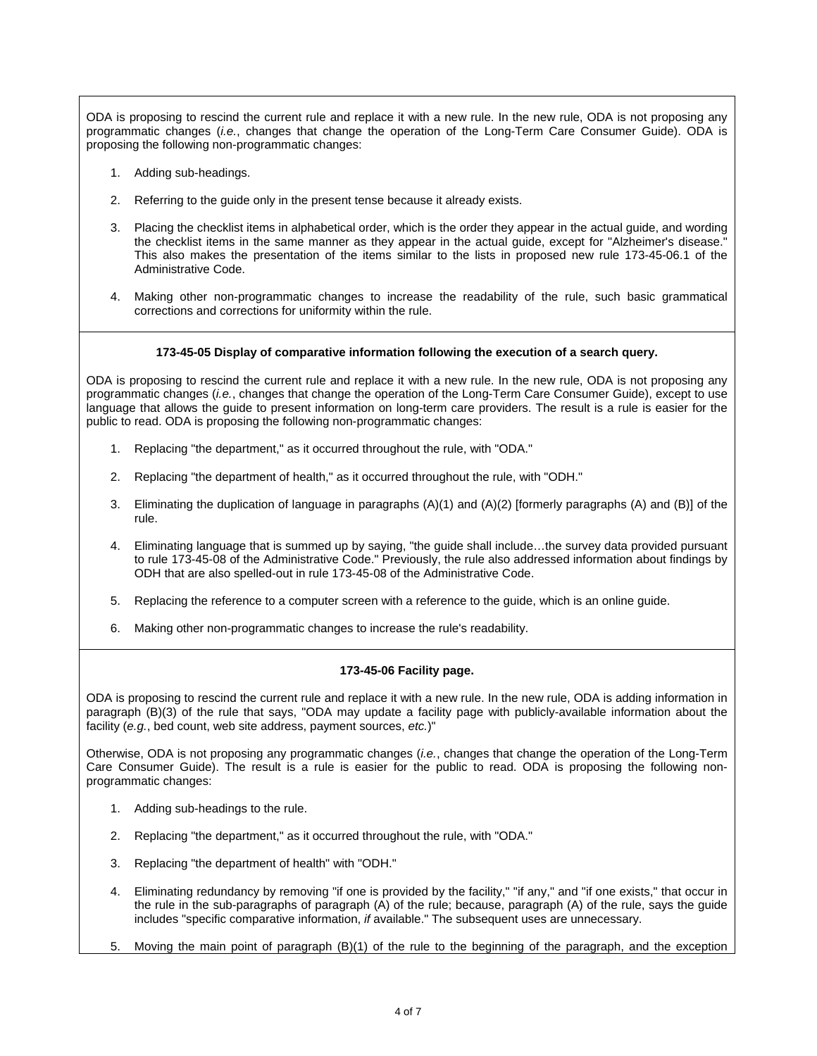ODA is proposing to rescind the current rule and replace it with a new rule. In the new rule, ODA is not proposing any programmatic changes (*i.e.*, changes that change the operation of the Long-Term Care Consumer Guide). ODA is proposing the following non-programmatic changes:

1. Adding sub-headings.
2. Referring to the guide only in the present tense because it already exists.
3. Placing the checklist items in alphabetical order, which is the order they appear in the actual guide, and wording the checklist items in the same manner as they appear in the actual guide, except for "Alzheimer's disease." This also makes the presentation of the items similar to the lists in proposed new rule 173-45-06.1 of the Administrative Code.
4. Making other non-programmatic changes to increase the readability of the rule, such basic grammatical corrections and corrections for uniformity within the rule.

**173-45-05 Display of comparative information following the execution of a search query.**

ODA is proposing to rescind the current rule and replace it with a new rule. In the new rule, ODA is not proposing any programmatic changes (*i.e.*, changes that change the operation of the Long-Term Care Consumer Guide), except to use language that allows the guide to present information on long-term care providers. The result is a rule is easier for the public to read. ODA is proposing the following non-programmatic changes:

1. Replacing "the department," as it occurred throughout the rule, with "ODA."
2. Replacing "the department of health," as it occurred throughout the rule, with "ODH."
3. Eliminating the duplication of language in paragraphs (A)(1) and (A)(2) [formerly paragraphs (A) and (B)] of the rule.
4. Eliminating language that is summed up by saying, "the guide shall include…the survey data provided pursuant to rule 173-45-08 of the Administrative Code." Previously, the rule also addressed information about findings by ODH that are also spelled-out in rule 173-45-08 of the Administrative Code.
5. Replacing the reference to a computer screen with a reference to the guide, which is an online guide.
6. Making other non-programmatic changes to increase the rule's readability.

**173-45-06 Facility page.**

ODA is proposing to rescind the current rule and replace it with a new rule. In the new rule, ODA is adding information in paragraph (B)(3) of the rule that says, "ODA may update a facility page with publicly-available information about the facility (*e.g.*, bed count, web site address, payment sources, *etc.*)"

Otherwise, ODA is not proposing any programmatic changes (*i.e.*, changes that change the operation of the Long-Term Care Consumer Guide). The result is a rule is easier for the public to read. ODA is proposing the following non-programmatic changes:

1. Adding sub-headings to the rule.
2. Replacing "the department," as it occurred throughout the rule, with "ODA."
3. Replacing "the department of health" with "ODH."
4. Eliminating redundancy by removing "if one is provided by the facility," "if any," and "if one exists," that occur in the rule in the sub-paragraphs of paragraph (A) of the rule; because, paragraph (A) of the rule, says the guide includes "specific comparative information, *if* available." The subsequent uses are unnecessary.
5. Moving the main point of paragraph (B)(1) of the rule to the beginning of the paragraph, and the exception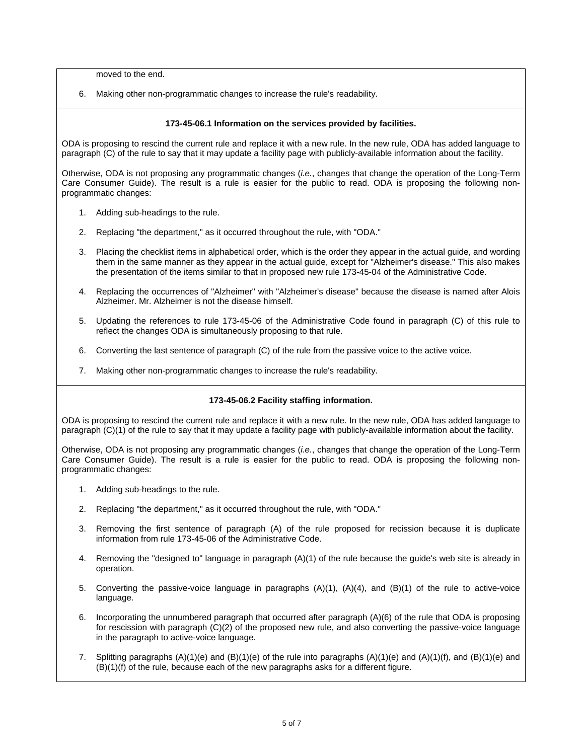moved to the end.

6. Making other non-programmatic changes to increase the rule's readability.

**173-45-06.1 Information on the services provided by facilities.**

ODA is proposing to rescind the current rule and replace it with a new rule. In the new rule, ODA has added language to paragraph (C) of the rule to say that it may update a facility page with publicly-available information about the facility.

Otherwise, ODA is not proposing any programmatic changes (*i.e.*, changes that change the operation of the Long-Term Care Consumer Guide). The result is a rule is easier for the public to read. ODA is proposing the following non-programmatic changes:

1. Adding sub-headings to the rule.
2. Replacing "the department," as it occurred throughout the rule, with "ODA."
3. Placing the checklist items in alphabetical order, which is the order they appear in the actual guide, and wording them in the same manner as they appear in the actual guide, except for "Alzheimer's disease." This also makes the presentation of the items similar to that in proposed new rule 173-45-04 of the Administrative Code.
4. Replacing the occurrences of "Alzheimer" with "Alzheimer's disease" because the disease is named after Alois Alzheimer. Mr. Alzheimer is not the disease himself.
5. Updating the references to rule 173-45-06 of the Administrative Code found in paragraph (C) of this rule to reflect the changes ODA is simultaneously proposing to that rule.
6. Converting the last sentence of paragraph (C) of the rule from the passive voice to the active voice.
7. Making other non-programmatic changes to increase the rule's readability.

**173-45-06.2 Facility staffing information.**

ODA is proposing to rescind the current rule and replace it with a new rule. In the new rule, ODA has added language to paragraph (C)(1) of the rule to say that it may update a facility page with publicly-available information about the facility.

Otherwise, ODA is not proposing any programmatic changes (*i.e.*, changes that change the operation of the Long-Term Care Consumer Guide). The result is a rule is easier for the public to read. ODA is proposing the following non-programmatic changes:

1. Adding sub-headings to the rule.
2. Replacing "the department," as it occurred throughout the rule, with "ODA."
3. Removing the first sentence of paragraph (A) of the rule proposed for recission because it is duplicate information from rule 173-45-06 of the Administrative Code.
4. Removing the "designed to" language in paragraph (A)(1) of the rule because the guide's web site is already in operation.
5. Converting the passive-voice language in paragraphs (A)(1), (A)(4), and (B)(1) of the rule to active-voice language.
6. Incorporating the unnumbered paragraph that occurred after paragraph (A)(6) of the rule that ODA is proposing for rescission with paragraph (C)(2) of the proposed new rule, and also converting the passive-voice language in the paragraph to active-voice language.
7. Splitting paragraphs (A)(1)(e) and (B)(1)(e) of the rule into paragraphs (A)(1)(e) and (A)(1)(f), and (B)(1)(e) and (B)(1)(f) of the rule, because each of the new paragraphs asks for a different figure.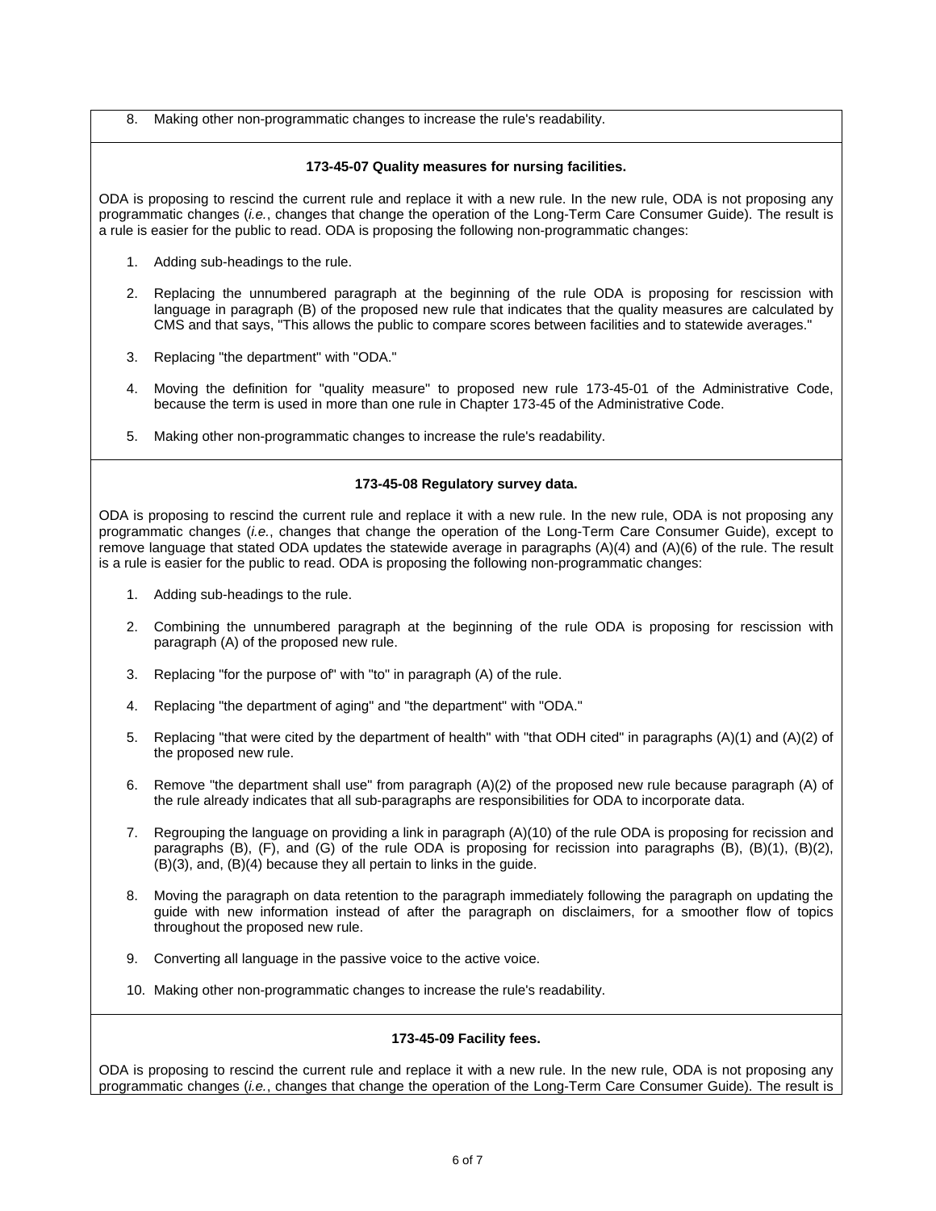8. Making other non-programmatic changes to increase the rule's readability.

**173-45-07 Quality measures for nursing facilities.**

ODA is proposing to rescind the current rule and replace it with a new rule. In the new rule, ODA is not proposing any programmatic changes (*i.e.*, changes that change the operation of the Long-Term Care Consumer Guide). The result is a rule is easier for the public to read. ODA is proposing the following non-programmatic changes:

1. Adding sub-headings to the rule.
2. Replacing the unnumbered paragraph at the beginning of the rule ODA is proposing for rescission with language in paragraph (B) of the proposed new rule that indicates that the quality measures are calculated by CMS and that says, "This allows the public to compare scores between facilities and to statewide averages."
3. Replacing "the department" with "ODA."
4. Moving the definition for "quality measure" to proposed new rule 173-45-01 of the Administrative Code, because the term is used in more than one rule in Chapter 173-45 of the Administrative Code.
5. Making other non-programmatic changes to increase the rule's readability.

**173-45-08 Regulatory survey data.**

ODA is proposing to rescind the current rule and replace it with a new rule. In the new rule, ODA is not proposing any programmatic changes (*i.e.*, changes that change the operation of the Long-Term Care Consumer Guide), except to remove language that stated ODA updates the statewide average in paragraphs (A)(4) and (A)(6) of the rule. The result is a rule is easier for the public to read. ODA is proposing the following non-programmatic changes:

1. Adding sub-headings to the rule.
2. Combining the unnumbered paragraph at the beginning of the rule ODA is proposing for rescission with paragraph (A) of the proposed new rule.
3. Replacing "for the purpose of" with "to" in paragraph (A) of the rule.
4. Replacing "the department of aging" and "the department" with "ODA."
5. Replacing "that were cited by the department of health" with "that ODH cited" in paragraphs (A)(1) and (A)(2) of the proposed new rule.
6. Remove "the department shall use" from paragraph (A)(2) of the proposed new rule because paragraph (A) of the rule already indicates that all sub-paragraphs are responsibilities for ODA to incorporate data.
7. Regrouping the language on providing a link in paragraph (A)(10) of the rule ODA is proposing for recission and paragraphs (B), (F), and (G) of the rule ODA is proposing for recission into paragraphs (B), (B)(1), (B)(2), (B)(3), and, (B)(4) because they all pertain to links in the guide.
8. Moving the paragraph on data retention to the paragraph immediately following the paragraph on updating the guide with new information instead of after the paragraph on disclaimers, for a smoother flow of topics throughout the proposed new rule.
9. Converting all language in the passive voice to the active voice.
10. Making other non-programmatic changes to increase the rule's readability.

**173-45-09 Facility fees.**

ODA is proposing to rescind the current rule and replace it with a new rule. In the new rule, ODA is not proposing any programmatic changes (*i.e.*, changes that change the operation of the Long-Term Care Consumer Guide). The result is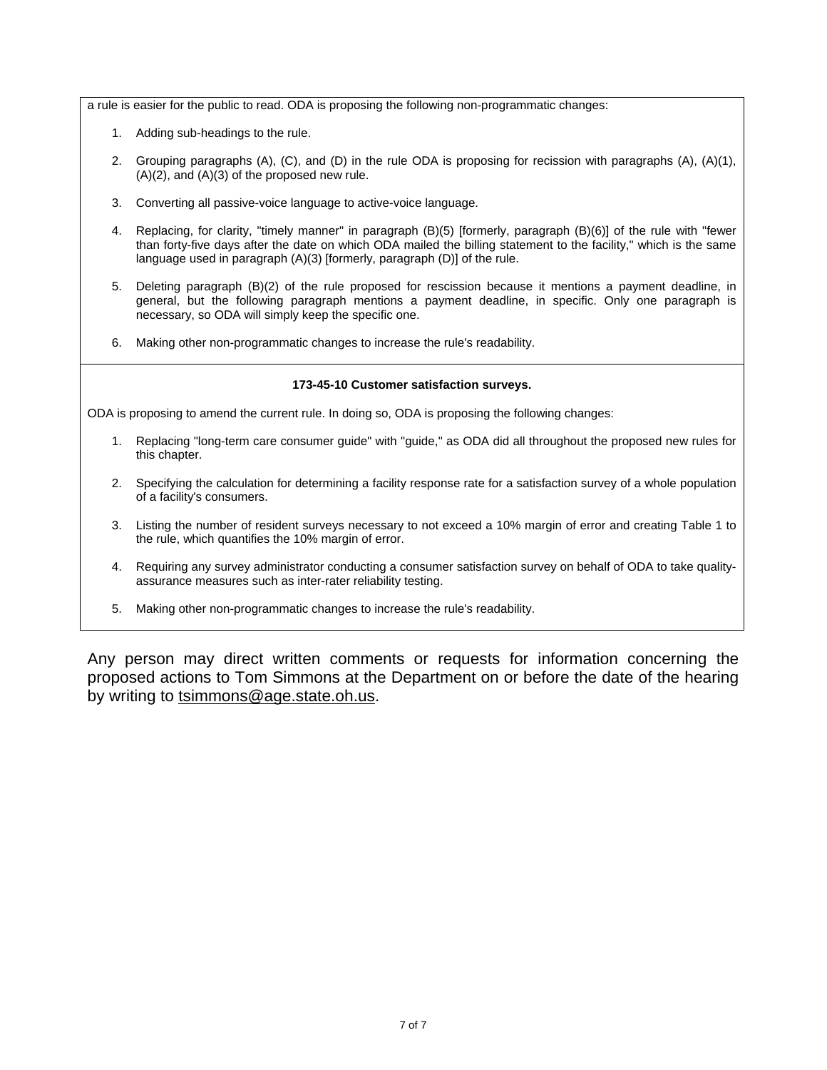a rule is easier for the public to read. ODA is proposing the following non-programmatic changes:

1. Adding sub-headings to the rule.

2. Grouping paragraphs (A), (C), and (D) in the rule ODA is proposing for recission with paragraphs (A), (A)(1), (A)(2), and (A)(3) of the proposed new rule.

3. Converting all passive-voice language to active-voice language.

4. Replacing, for clarity, "timely manner" in paragraph (B)(5) [formerly, paragraph (B)(6)] of the rule with "fewer than forty-five days after the date on which ODA mailed the billing statement to the facility," which is the same language used in paragraph (A)(3) [formerly, paragraph (D)] of the rule.

5. Deleting paragraph (B)(2) of the rule proposed for rescission because it mentions a payment deadline, in general, but the following paragraph mentions a payment deadline, in specific. Only one paragraph is necessary, so ODA will simply keep the specific one.

6. Making other non-programmatic changes to increase the rule's readability.

**173-45-10 Customer satisfaction surveys.**

ODA is proposing to amend the current rule. In doing so, ODA is proposing the following changes:

1. Replacing "long-term care consumer guide" with "guide," as ODA did all throughout the proposed new rules for this chapter.

2. Specifying the calculation for determining a facility response rate for a satisfaction survey of a whole population of a facility's consumers.

3. Listing the number of resident surveys necessary to not exceed a 10% margin of error and creating Table 1 to the rule, which quantifies the 10% margin of error.

4. Requiring any survey administrator conducting a consumer satisfaction survey on behalf of ODA to take quality-assurance measures such as inter-rater reliability testing.

5. Making other non-programmatic changes to increase the rule's readability.

Any person may direct written comments or requests for information concerning the proposed actions to Tom Simmons at the Department on or before the date of the hearing by writing to tsimmons@age.state.oh.us.